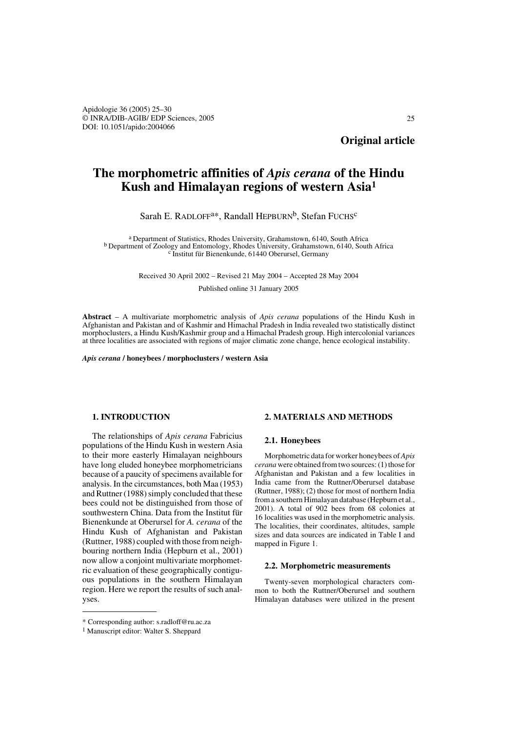**Original article**

# The morphometric affinities of *Apis cerana* of the Hindu Kush and Himalayan regions of western Asia[1]

Sarah E. RADLOFF[a*], Randall HEPBURN[b], Stefan FUCHS[c]

[a] Department of Statistics, Rhodes University, Grahamstown, 6140, South Africa
[b] Department of Zoology and Entomology, Rhodes University, Grahamstown, 6140, South Africa
[c] Institut für Bienenkunde, 61440 Oberursel, Germany

Received 30 April 2002 – Revised 21 May 2004 – Accepted 28 May 2004

Published online 31 January 2005

**Abstract** – A multivariate morphometric analysis of *Apis cerana* populations of the Hindu Kush in Afghanistan and Pakistan and of Kashmir and Himachal Pradesh in India revealed two statistically distinct morphoclusters, a Hindu Kush/Kashmir group and a Himachal Pradesh group. High intercolonial variances at three localities are associated with regions of major climatic zone change, hence ecological instability.

***Apis cerana* / honeybees / morphoclusters / western Asia**

## 1. INTRODUCTION

The relationships of *Apis cerana* Fabricius populations of the Hindu Kush in western Asia to their more easterly Himalayan neighbours have long eluded honeybee morphometricians because of a paucity of specimens available for analysis. In the circumstances, both Maa (1953) and Ruttner (1988) simply concluded that these bees could not be distinguished from those of southwestern China. Data from the Institut für Bienenkunde at Oberursel for *A. cerana* of the Hindu Kush of Afghanistan and Pakistan (Ruttner, 1988) coupled with those from neighbouring northern India (Hepburn et al., 2001) now allow a conjoint multivariate morphometric evaluation of these geographically contiguous populations in the southern Himalayan region. Here we report the results of such analyses.

## 2. MATERIALS AND METHODS

### 2.1. Honeybees

Morphometric data for worker honeybees of *Apis cerana* were obtained from two sources: (1) those for Afghanistan and Pakistan and a few localities in India came from the Ruttner/Oberursel database (Ruttner, 1988); (2) those for most of northern India from a southern Himalayan database (Hepburn et al., 2001). A total of 902 bees from 68 colonies at 16 localities was used in the morphometric analysis. The localities, their coordinates, altitudes, sample sizes and data sources are indicated in Table I and mapped in Figure 1.

### 2.2. Morphometric measurements

Twenty-seven morphological characters common to both the Ruttner/Oberursel and southern Himalayan databases were utilized in the present

---

* Corresponding author: s.radloff@ru.ac.za

[1] Manuscript editor: Walter S. Sheppard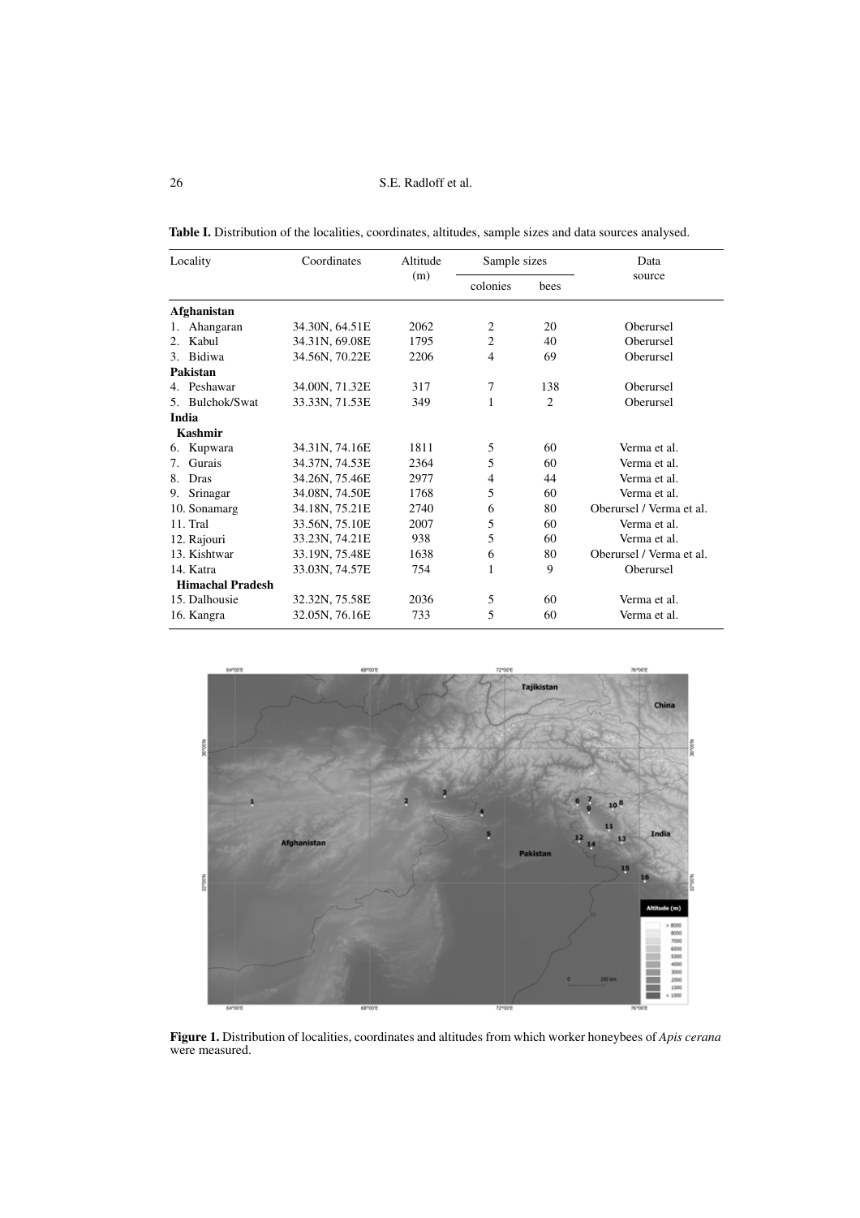**Table I.** Distribution of the localities, coordinates, altitudes, sample sizes and data sources analysed.

| Locality | Coordinates | Altitude (m) | Sample sizes | | Data source |
|---|---|---|---|---|---|
| | | | colonies | bees | |
| **Afghanistan** | | | | | |
| 1. Ahangaran | 34.30N, 64.51E | 2062 | 2 | 20 | Oberursel |
| 2. Kabul | 34.31N, 69.08E | 1795 | 2 | 40 | Oberursel |
| 3. Bidiwa | 34.56N, 70.22E | 2206 | 4 | 69 | Oberursel |
| **Pakistan** | | | | | |
| 4. Peshawar | 34.00N, 71.32E | 317 | 7 | 138 | Oberursel |
| 5. Bulchok/Swat | 33.33N, 71.53E | 349 | 1 | 2 | Oberursel |
| **India** | | | | | |
| **Kashmir** | | | | | |
| 6. Kupwara | 34.31N, 74.16E | 1811 | 5 | 60 | Verma et al. |
| 7. Gurais | 34.37N, 74.53E | 2364 | 5 | 60 | Verma et al. |
| 8. Dras | 34.26N, 75.46E | 2977 | 4 | 44 | Verma et al. |
| 9. Srinagar | 34.08N, 74.50E | 1768 | 5 | 60 | Verma et al. |
| 10. Sonamarg | 34.18N, 75.21E | 2740 | 6 | 80 | Oberursel / Verma et al. |
| 11. Tral | 33.56N, 75.10E | 2007 | 5 | 60 | Verma et al. |
| 12. Rajouri | 33.23N, 74.21E | 938 | 5 | 60 | Verma et al. |
| 13. Kishtwar | 33.19N, 75.48E | 1638 | 6 | 80 | Oberursel / Verma et al. |
| 14. Katra | 33.03N, 74.57E | 754 | 1 | 9 | Oberursel |
| **Himachal Pradesh** | | | | | |
| 15. Dalhousie | 32.32N, 75.58E | 2036 | 5 | 60 | Verma et al. |
| 16. Kangra | 32.05N, 76.16E | 733 | 5 | 60 | Verma et al. |

**Figure 1.** Distribution of localities, coordinates and altitudes from which worker honeybees of *Apis cerana* were measured.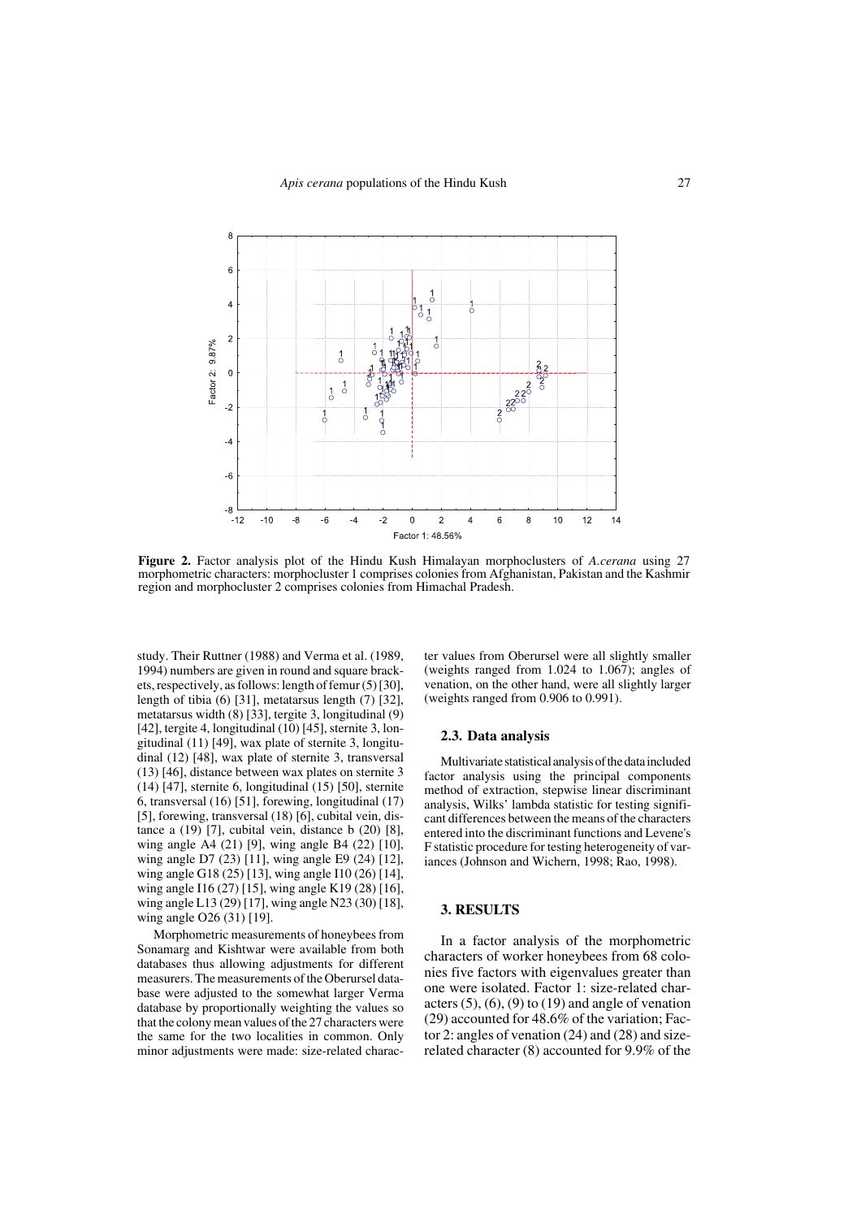Factor 2: 9.87%

Factor 1: 48.56%

8
6
4
2
0
-2
-4
-6
-8

-12 -10 -8 -6 -4 -2 0 2 4 6 8 10 12 14

**Figure 2.** Factor analysis plot of the Hindu Kush Himalayan morphoclusters of *A.cerana* using 27 morphometric characters: morphocluster 1 comprises colonies from Afghanistan, Pakistan and the Kashmir region and morphocluster 2 comprises colonies from Himachal Pradesh.

study. Their Ruttner (1988) and Verma et al. (1989, 1994) numbers are given in round and square brackets, respectively, as follows: length of femur (5) [30], length of tibia (6) [31], metatarsus length (7) [32], metatarsus width (8) [33], tergite 3, longitudinal (9) [42], tergite 4, longitudinal (10) [45], sternite 3, longitudinal (11) [49], wax plate of sternite 3, longitudinal (12) [48], wax plate of sternite 3, transversal (13) [46], distance between wax plates on sternite 3 (14) [47], sternite 6, longitudinal (15) [50], sternite 6, transversal (16) [51], forewing, longitudinal (17) [5], forewing, transversal (18) [6], cubital vein, distance a (19) [7], cubital vein, distance b (20) [8], wing angle A4 (21) [9], wing angle B4 (22) [10], wing angle D7 (23) [11], wing angle E9 (24) [12], wing angle G18 (25) [13], wing angle I10 (26) [14], wing angle I16 (27) [15], wing angle K19 (28) [16], wing angle L13 (29) [17], wing angle N23 (30) [18], wing angle O26 (31) [19].

Morphometric measurements of honeybees from Sonamarg and Kishtwar were available from both databases thus allowing adjustments for different measurers. The measurements of the Oberursel database were adjusted to the somewhat larger Verma database by proportionally weighting the values so that the colony mean values of the 27 characters were the same for the two localities in common. Only minor adjustments were made: size-related character values from Oberursel were all slightly smaller (weights ranged from 1.024 to 1.067); angles of venation, on the other hand, were all slightly larger (weights ranged from 0.906 to 0.991).

### 2.3. Data analysis

Multivariate statistical analysis of the data included factor analysis using the principal components method of extraction, stepwise linear discriminant analysis, Wilks' lambda statistic for testing significant differences between the means of the characters entered into the discriminant functions and Levene's F statistic procedure for testing heterogeneity of variances (Johnson and Wichern, 1998; Rao, 1998).

## 3. RESULTS

In a factor analysis of the morphometric characters of worker honeybees from 68 colonies five factors with eigenvalues greater than one were isolated. Factor 1: size-related characters (5), (6), (9) to (19) and angle of venation (29) accounted for 48.6% of the variation; Factor 2: angles of venation (24) and (28) and size-related character (8) accounted for 9.9% of the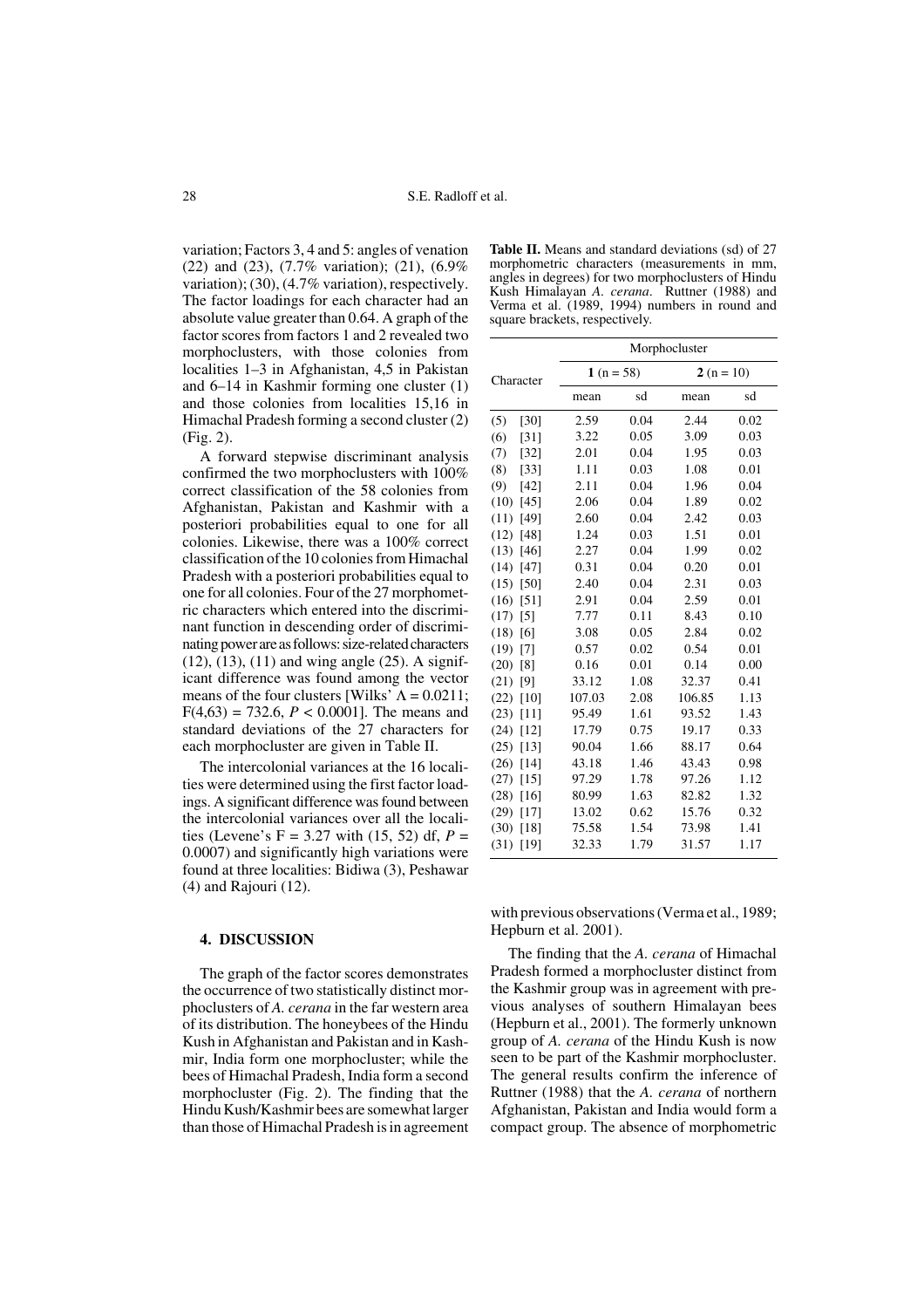variation; Factors 3, 4 and 5: angles of venation (22) and (23), (7.7% variation); (21), (6.9% variation); (30), (4.7% variation), respectively. The factor loadings for each character had an absolute value greater than 0.64. A graph of the factor scores from factors 1 and 2 revealed two morphoclusters, with those colonies from localities 1–3 in Afghanistan, 4,5 in Pakistan and 6–14 in Kashmir forming one cluster (1) and those colonies from localities 15,16 in Himachal Pradesh forming a second cluster (2) (Fig. 2).

A forward stepwise discriminant analysis confirmed the two morphoclusters with 100% correct classification of the 58 colonies from Afghanistan, Pakistan and Kashmir with a posteriori probabilities equal to one for all colonies. Likewise, there was a 100% correct classification of the 10 colonies from Himachal Pradesh with a posteriori probabilities equal to one for all colonies. Four of the 27 morphometric characters which entered into the discriminant function in descending order of discriminating power are as follows: size-related characters (12), (13), (11) and wing angle (25). A significant difference was found among the vector means of the four clusters [Wilks' $\Lambda = 0.0211$; $F(4,63) = 732.6$, $P < 0.0001$]. The means and standard deviations of the 27 characters for each morphocluster are given in Table II.

The intercolonial variances at the 16 localities were determined using the first factor loadings. A significant difference was found between the intercolonial variances over all the localities (Levene's $F = 3.27$ with (15, 52) df, $P = 0.0007$) and significantly high variations were found at three localities: Bidiwa (3), Peshawar (4) and Rajouri (12).

**Table II.** Means and standard deviations (sd) of 27 morphometric characters (measurements in mm, angles in degrees) for two morphoclusters of Hindu Kush Himalayan *A. cerana*. Ruttner (1988) and Verma et al. (1989, 1994) numbers in round and square brackets, respectively.

| Character | Morphocluster | | | |
|---|---|---|---|---|
| | **1** (n = 58) | | **2** (n = 10) | |
| | mean | sd | mean | sd |
| (5) [30] | 2.59 | 0.04 | 2.44 | 0.02 |
| (6) [31] | 3.22 | 0.05 | 3.09 | 0.03 |
| (7) [32] | 2.01 | 0.04 | 1.95 | 0.03 |
| (8) [33] | 1.11 | 0.03 | 1.08 | 0.01 |
| (9) [42] | 2.11 | 0.04 | 1.96 | 0.04 |
| (10) [45] | 2.06 | 0.04 | 1.89 | 0.02 |
| (11) [49] | 2.60 | 0.04 | 2.42 | 0.03 |
| (12) [48] | 1.24 | 0.03 | 1.51 | 0.01 |
| (13) [46] | 2.27 | 0.04 | 1.99 | 0.02 |
| (14) [47] | 0.31 | 0.04 | 0.20 | 0.01 |
| (15) [50] | 2.40 | 0.04 | 2.31 | 0.03 |
| (16) [51] | 2.91 | 0.04 | 2.59 | 0.01 |
| (17) [5] | 7.77 | 0.11 | 8.43 | 0.10 |
| (18) [6] | 3.08 | 0.05 | 2.84 | 0.02 |
| (19) [7] | 0.57 | 0.02 | 0.54 | 0.01 |
| (20) [8] | 0.16 | 0.01 | 0.14 | 0.00 |
| (21) [9] | 33.12 | 1.08 | 32.37 | 0.41 |
| (22) [10] | 107.03 | 2.08 | 106.85 | 1.13 |
| (23) [11] | 95.49 | 1.61 | 93.52 | 1.43 |
| (24) [12] | 17.79 | 0.75 | 19.17 | 0.33 |
| (25) [13] | 90.04 | 1.66 | 88.17 | 0.64 |
| (26) [14] | 43.18 | 1.46 | 43.43 | 0.98 |
| (27) [15] | 97.29 | 1.78 | 97.26 | 1.12 |
| (28) [16] | 80.99 | 1.63 | 82.82 | 1.32 |
| (29) [17] | 13.02 | 0.62 | 15.76 | 0.32 |
| (30) [18] | 75.58 | 1.54 | 73.98 | 1.41 |
| (31) [19] | 32.33 | 1.79 | 31.57 | 1.17 |

## 4. DISCUSSION

The graph of the factor scores demonstrates the occurrence of two statistically distinct morphoclusters of *A. cerana* in the far western area of its distribution. The honeybees of the Hindu Kush in Afghanistan and Pakistan and in Kashmir, India form one morphocluster; while the bees of Himachal Pradesh, India form a second morphocluster (Fig. 2). The finding that the Hindu Kush/Kashmir bees are somewhat larger than those of Himachal Pradesh is in agreement with previous observations (Verma et al., 1989; Hepburn et al. 2001).

The finding that the *A. cerana* of Himachal Pradesh formed a morphocluster distinct from the Kashmir group was in agreement with previous analyses of southern Himalayan bees (Hepburn et al., 2001). The formerly unknown group of *A. cerana* of the Hindu Kush is now seen to be part of the Kashmir morphocluster. The general results confirm the inference of Ruttner (1988) that the *A. cerana* of northern Afghanistan, Pakistan and India would form a compact group. The absence of morphometric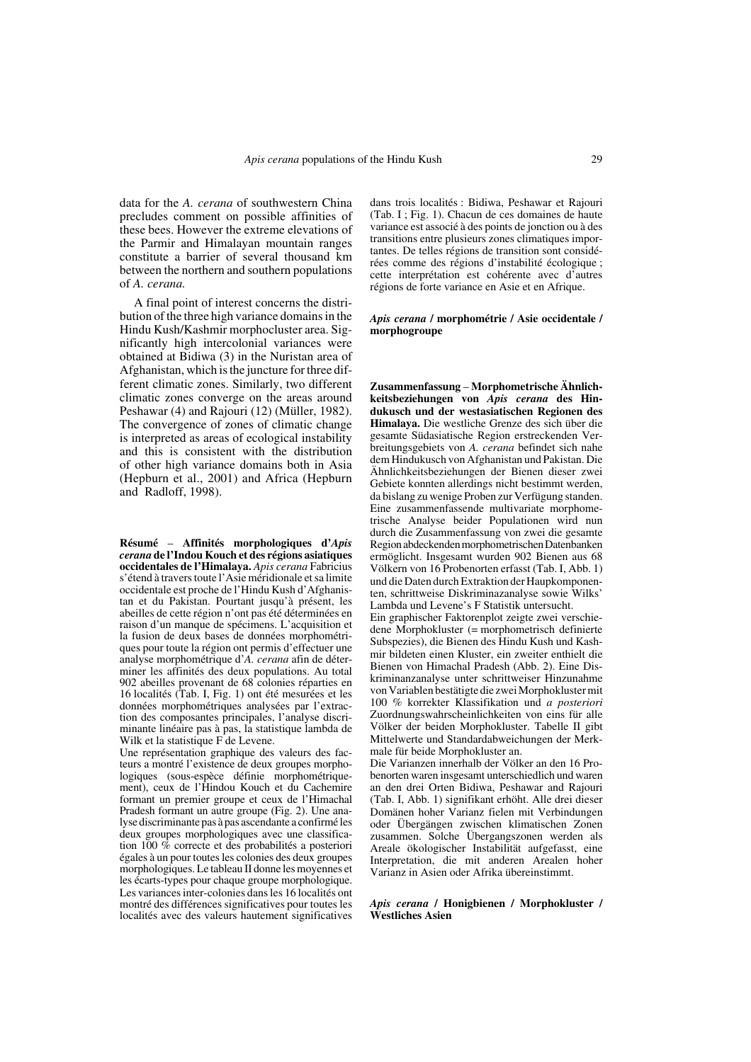data for the *A. cerana* of southwestern China precludes comment on possible affinities of these bees. However the extreme elevations of the Parmir and Himalayan mountain ranges constitute a barrier of several thousand km between the northern and southern populations of *A. cerana.*

A final point of interest concerns the distribution of the three high variance domains in the Hindu Kush/Kashmir morphocluster area. Significantly high intercolonial variances were obtained at Bidiwa (3) in the Nuristan area of Afghanistan, which is the juncture for three different climatic zones. Similarly, two different climatic zones converge on the areas around Peshawar (4) and Rajouri (12) (Müller, 1982). The convergence of zones of climatic change is interpreted as areas of ecological instability and this is consistent with the distribution of other high variance domains both in Asia (Hepburn et al., 2001) and Africa (Hepburn and Radloff, 1998).

**Résumé** – **Affinités morphologiques d'*Apis cerana* de l'Indou Kouch et des régions asiatiques occidentales de l'Himalaya.** *Apis cerana* Fabricius s'étend à travers toute l'Asie méridionale et sa limite occidentale est proche de l'Hindu Kush d'Afghanistan et du Pakistan. Pourtant jusqu'à présent, les abeilles de cette région n'ont pas été déterminées en raison d'un manque de spécimens. L'acquisition et la fusion de deux bases de données morphométriques pour toute la région ont permis d'effectuer une analyse morphométrique d'*A. cerana* afin de déterminer les affinités des deux populations. Au total 902 abeilles provenant de 68 colonies réparties en 16 localités (Tab. I, Fig. 1) ont été mesurées et les données morphométriques analysées par l'extraction des composantes principales, l'analyse discriminante linéaire pas à pas, la statistique lambda de Wilk et la statistique F de Levene.

Une représentation graphique des valeurs des facteurs a montré l'existence de deux groupes morphologiques (sous-espèce définie morphométriquement), ceux de l'Hindou Kouch et du Cachemire formant un premier groupe et ceux de l'Himachal Pradesh formant un autre groupe (Fig. 2). Une analyse discriminante pas à pas ascendante a confirmé les deux groupes morphologiques avec une classification 100 % correcte et des probabilités a posteriori égales à un pour toutes les colonies des deux groupes morphologiques. Le tableau II donne les moyennes et les écarts-types pour chaque groupe morphologique. Les variances inter-colonies dans les 16 localités ont montré des différences significatives pour toutes les localités avec des valeurs hautement significatives dans trois localités : Bidiwa, Peshawar et Rajouri (Tab. I ; Fig. 1). Chacun de ces domaines de haute variance est associé à des points de jonction ou à des transitions entre plusieurs zones climatiques importantes. De telles régions de transition sont considérées comme des régions d'instabilité écologique ; cette interprétation est cohérente avec d'autres régions de forte variance en Asie et en Afrique.

***Apis cerana* / morphométrie / Asie occidentale / morphogroupe**

**Zusammenfassung** – **Morphometrische Ähnlichkeitsbeziehungen von *Apis cerana* des Hindukusch und der westasiatischen Regionen des Himalaya.** Die westliche Grenze des sich über die gesamte Südasiatische Region erstreckenden Verbreitungsgebiets von *A. cerana* befindet sich nahe dem Hindukusch von Afghanistan und Pakistan. Die Ähnlichkeitsbeziehungen der Bienen dieser zwei Gebiete konnten allerdings nicht bestimmt werden, da bislang zu wenige Proben zur Verfügung standen. Eine zusammenfassende multivariate morphometrische Analyse beider Populationen wird nun durch die Zusammenfassung von zwei die gesamte Region abdeckenden morphometrischen Datenbanken ermöglicht. Insgesamt wurden 902 Bienen aus 68 Völkern von 16 Probenorten erfasst (Tab. I, Abb. 1) und die Daten durch Extraktion der Hauptkomponenten, schrittweise Diskriminazanalyse sowie Wilks' Lambda und Levene's F Statistik untersucht.

Ein graphischer Faktorenplot zeigte zwei verschiedene Morphokluster (= morphometrisch definierte Subspezies), die Bienen des Hindu Kush und Kashmir bildeten einen Kluster, ein zweiter enthielt die Bienen von Himachal Pradesh (Abb. 2). Eine Diskriminanzanalyse unter schrittweiser Hinzunahme von Variablen bestätigte die zwei Morphokluster mit 100 % korrekter Klassifikation und *a posteriori* Zuordnungswahrscheinlichkeiten von eins für alle Völker der beiden Morphokluster. Tabelle II gibt Mittelwerte und Standardabweichungen der Merkmale für beide Morphokluster an.

Die Varianzen innerhalb der Völker an den 16 Probenorten waren insgesamt unterschiedlich und waren an den drei Orten Bidiwa, Peshawar and Rajouri (Tab. I, Abb. 1) signifikant erhöht. Alle drei dieser Domänen hoher Varianz fielen mit Verbindungen oder Übergängen zwischen klimatischen Zonen zusammen. Solche Übergangszonen werden als Areale ökologischer Instabilität aufgefasst, eine Interpretation, die mit anderen Arealen hoher Varianz in Asien oder Afrika übereinstimmt.

***Apis cerana* / Honigbienen / Morphokluster / Westliches Asien**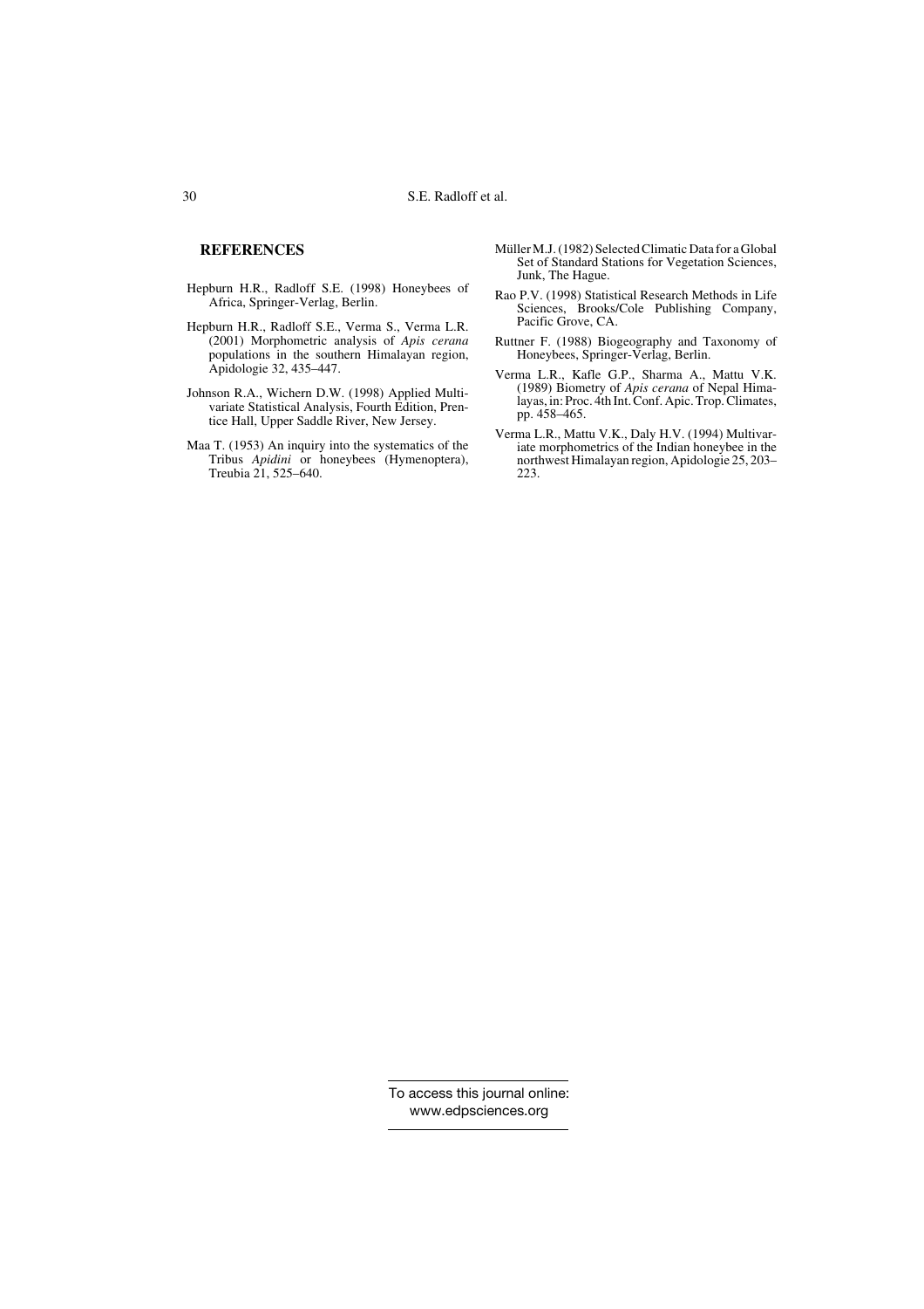## REFERENCES

Hepburn H.R., Radloff S.E. (1998) Honeybees of Africa, Springer-Verlag, Berlin.

Hepburn H.R., Radloff S.E., Verma S., Verma L.R. (2001) Morphometric analysis of *Apis cerana* populations in the southern Himalayan region, Apidologie 32, 435–447.

Johnson R.A., Wichern D.W. (1998) Applied Multivariate Statistical Analysis, Fourth Edition, Prentice Hall, Upper Saddle River, New Jersey.

Maa T. (1953) An inquiry into the systematics of the Tribus *Apidini* or honeybees (Hymenoptera), Treubia 21, 525–640.

Müller M.J. (1982) Selected Climatic Data for a Global Set of Standard Stations for Vegetation Sciences, Junk, The Hague.

Rao P.V. (1998) Statistical Research Methods in Life Sciences, Brooks/Cole Publishing Company, Pacific Grove, CA.

Ruttner F. (1988) Biogeography and Taxonomy of Honeybees, Springer-Verlag, Berlin.

Verma L.R., Kafle G.P., Sharma A., Mattu V.K. (1989) Biometry of *Apis cerana* of Nepal Himalayas, in: Proc. 4th Int. Conf. Apic. Trop. Climates, pp. 458–465.

Verma L.R., Mattu V.K., Daly H.V. (1994) Multivariate morphometrics of the Indian honeybee in the northwest Himalayan region, Apidologie 25, 203–223.

To access this journal online:
www.edpsciences.org